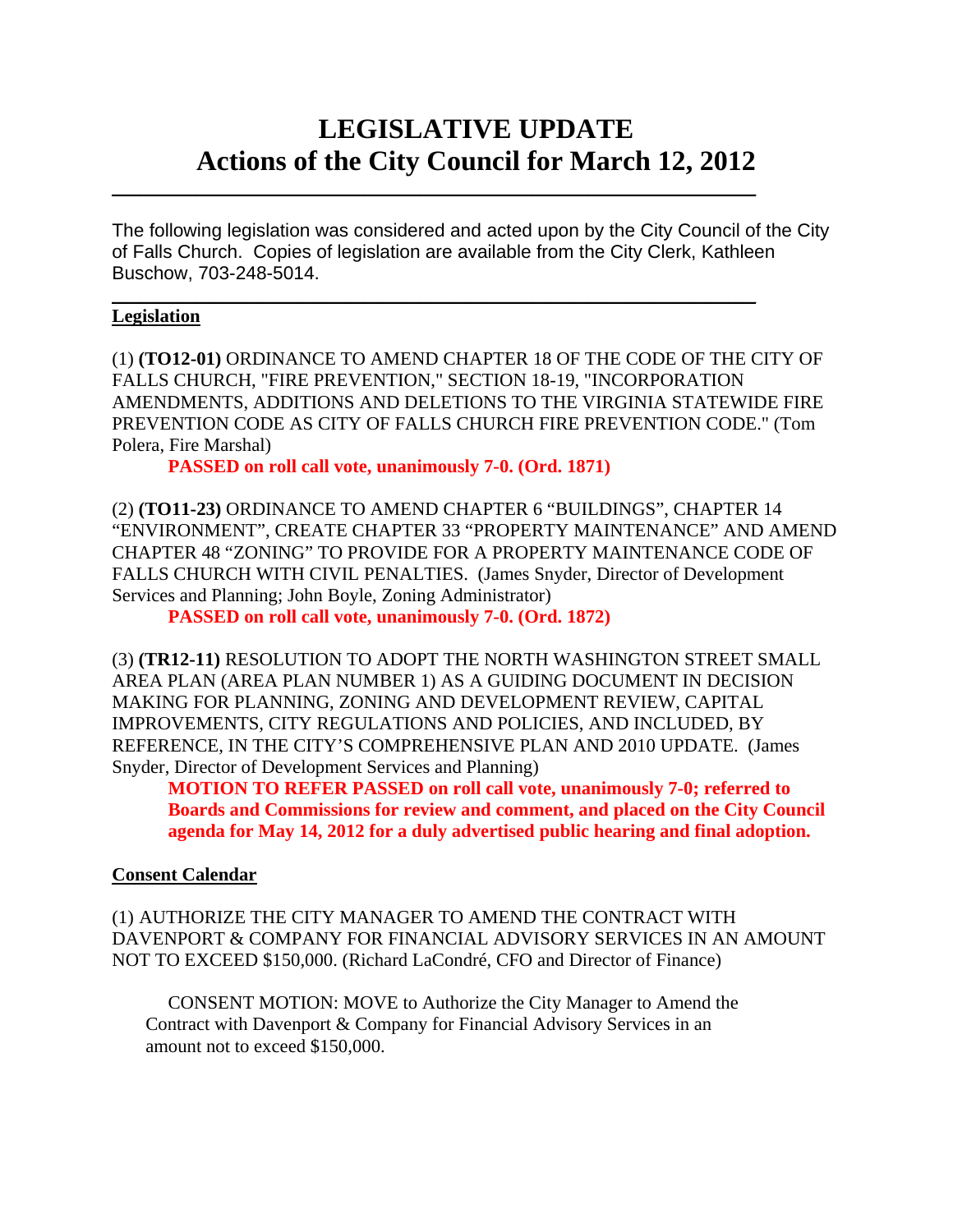# LEGISLATIVE UPDATE
# Actions of the City Council for March 12, 2012

---

The following legislation was considered and acted upon by the City Council of the City of Falls Church. Copies of legislation are available from the City Clerk, Kathleen Buschow, 703-248-5014.

---

## Legislation

(1) **(TO12-01)** ORDINANCE TO AMEND CHAPTER 18 OF THE CODE OF THE CITY OF FALLS CHURCH, "FIRE PREVENTION," SECTION 18-19, "INCORPORATION AMENDMENTS, ADDITIONS AND DELETIONS TO THE VIRGINIA STATEWIDE FIRE PREVENTION CODE AS CITY OF FALLS CHURCH FIRE PREVENTION CODE." (Tom Polera, Fire Marshal)

**PASSED on roll call vote, unanimously 7-0. (Ord. 1871)**

(2) **(TO11-23)** ORDINANCE TO AMEND CHAPTER 6 "BUILDINGS", CHAPTER 14 "ENVIRONMENT", CREATE CHAPTER 33 "PROPERTY MAINTENANCE" AND AMEND CHAPTER 48 "ZONING" TO PROVIDE FOR A PROPERTY MAINTENANCE CODE OF FALLS CHURCH WITH CIVIL PENALTIES. (James Snyder, Director of Development Services and Planning; John Boyle, Zoning Administrator)

**PASSED on roll call vote, unanimously 7-0. (Ord. 1872)**

(3) **(TR12-11)** RESOLUTION TO ADOPT THE NORTH WASHINGTON STREET SMALL AREA PLAN (AREA PLAN NUMBER 1) AS A GUIDING DOCUMENT IN DECISION MAKING FOR PLANNING, ZONING AND DEVELOPMENT REVIEW, CAPITAL IMPROVEMENTS, CITY REGULATIONS AND POLICIES, AND INCLUDED, BY REFERENCE, IN THE CITY'S COMPREHENSIVE PLAN AND 2010 UPDATE. (James Snyder, Director of Development Services and Planning)

**MOTION TO REFER PASSED on roll call vote, unanimously 7-0; referred to Boards and Commissions for review and comment, and placed on the City Council agenda for May 14, 2012 for a duly advertised public hearing and final adoption.**

## Consent Calendar

(1) AUTHORIZE THE CITY MANAGER TO AMEND THE CONTRACT WITH DAVENPORT & COMPANY FOR FINANCIAL ADVISORY SERVICES IN AN AMOUNT NOT TO EXCEED $150,000. (Richard LaCondré, CFO and Director of Finance)

CONSENT MOTION: MOVE to Authorize the City Manager to Amend the Contract with Davenport & Company for Financial Advisory Services in an amount not to exceed $150,000.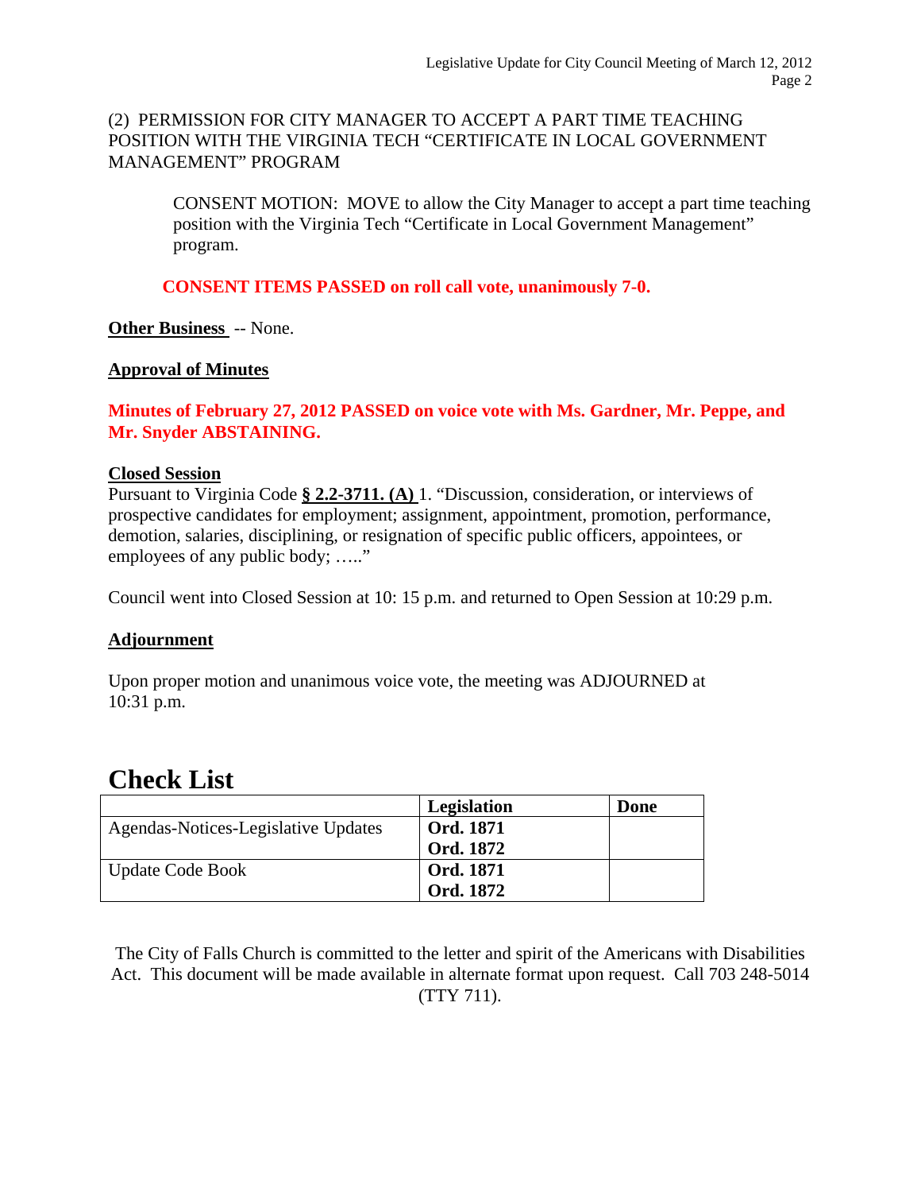(2) PERMISSION FOR CITY MANAGER TO ACCEPT A PART TIME TEACHING POSITION WITH THE VIRGINIA TECH "CERTIFICATE IN LOCAL GOVERNMENT MANAGEMENT" PROGRAM

> CONSENT MOTION: MOVE to allow the City Manager to accept a part time teaching position with the Virginia Tech "Certificate in Local Government Management" program.

**CONSENT ITEMS PASSED on roll call vote, unanimously 7-0.**

**Other Business** -- None.

**Approval of Minutes**

**Minutes of February 27, 2012 PASSED on voice vote with Ms. Gardner, Mr. Peppe, and Mr. Snyder ABSTAINING.**

**Closed Session**

Pursuant to Virginia Code **§ 2.2-3711. (A)** 1. "Discussion, consideration, or interviews of prospective candidates for employment; assignment, appointment, promotion, performance, demotion, salaries, disciplining, or resignation of specific public officers, appointees, or employees of any public body; ….."

Council went into Closed Session at 10: 15 p.m. and returned to Open Session at 10:29 p.m.

**Adjournment**

Upon proper motion and unanimous voice vote, the meeting was ADJOURNED at 10:31 p.m.

# Check List

| | Legislation | Done |
|---|---|---|
| Agendas-Notices-Legislative Updates | **Ord. 1871**<br>**Ord. 1872** | |
| Update Code Book | **Ord. 1871**<br>**Ord. 1872** | |

The City of Falls Church is committed to the letter and spirit of the Americans with Disabilities Act. This document will be made available in alternate format upon request. Call 703 248-5014 (TTY 711).